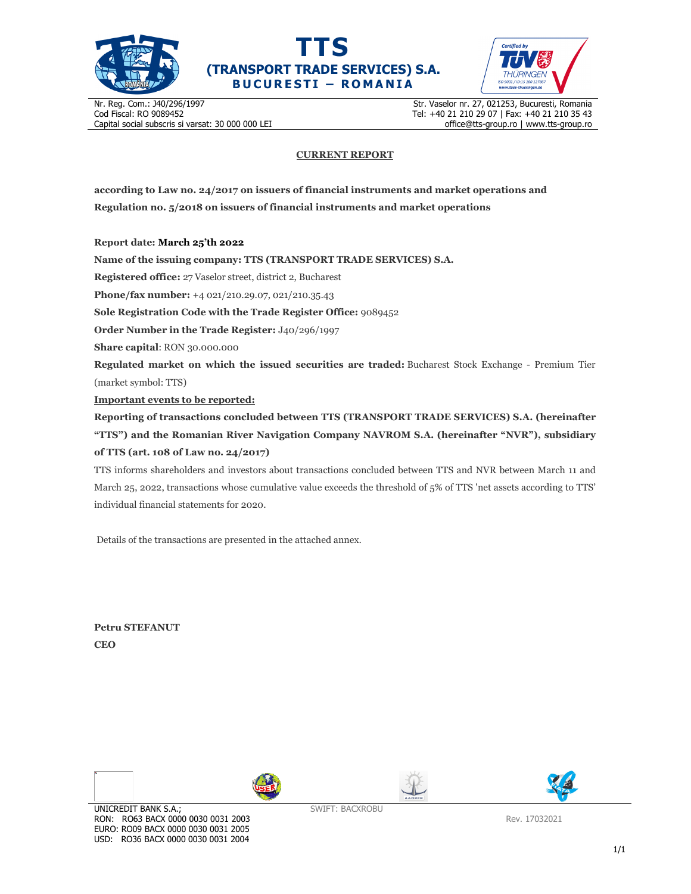# TTS
## (TRANSPORT TRADE SERVICES) S.A.
**BUCURESTI – ROMANIA**

Nr. Reg. Com.: J40/296/1997
Cod Fiscal: RO 9089452
Capital social subscris si varsat: 30 000 000 LEI

Str. Vaselor nr. 27, 021253, Bucuresti, Romania
Tel: +40 21 210 29 07 | Fax: +40 21 210 35 43
office@tts-group.ro | www.tts-group.ro

**CURRENT REPORT**

**according to Law no. 24/2017 on issuers of financial instruments and market operations and Regulation no. 5/2018 on issuers of financial instruments and market operations**

**Report date: March 25'th 2022**

**Name of the issuing company: TTS (TRANSPORT TRADE SERVICES) S.A.**

**Registered office:** 27 Vaselor street, district 2, Bucharest

**Phone/fax number:** +4 021/210.29.07, 021/210.35.43

**Sole Registration Code with the Trade Register Office:** 9089452

**Order Number in the Trade Register:** J40/296/1997

**Share capital**: RON 30.000.000

**Regulated market on which the issued securities are traded:** Bucharest Stock Exchange - Premium Tier (market symbol: TTS)

**Important events to be reported:**

**Reporting of transactions concluded between TTS (TRANSPORT TRADE SERVICES) S.A. (hereinafter "TTS") and the Romanian River Navigation Company NAVROM S.A. (hereinafter "NVR"), subsidiary of TTS (art. 108 of Law no. 24/2017)**

TTS informs shareholders and investors about transactions concluded between TTS and NVR between March 11 and March 25, 2022, transactions whose cumulative value exceeds the threshold of 5% of TTS 'net assets according to TTS' individual financial statements for 2020.

Details of the transactions are presented in the attached annex.

**Petru STEFANUT**
**CEO**

UNICREDIT BANK S.A.;
RON: RO63 BACX 0000 0030 0031 2003
EURO: RO09 BACX 0000 0030 0031 2005
USD: RO36 BACX 0000 0030 0031 2004

SWIFT: BACXROBU

Rev. 17032021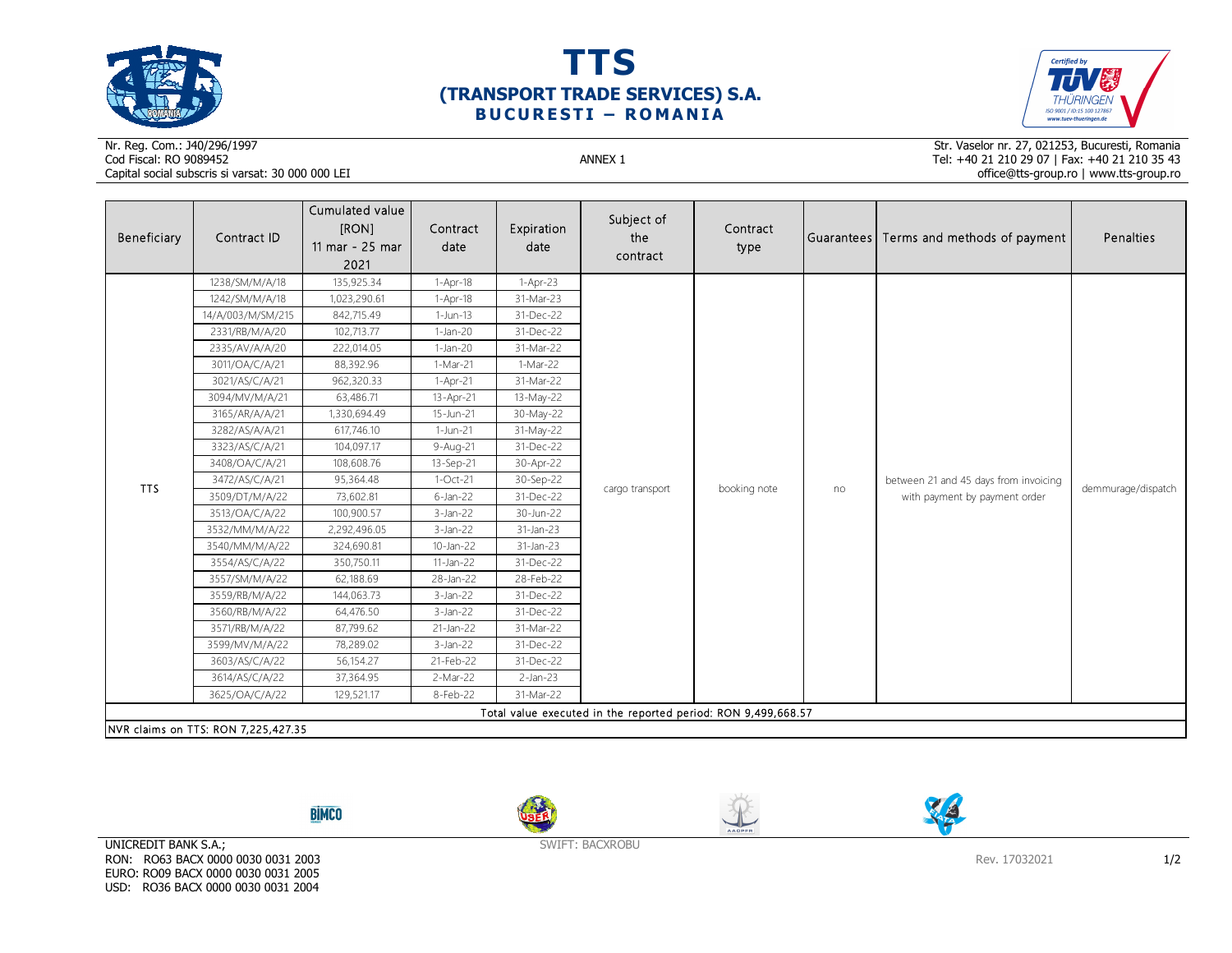# TTS
## (TRANSPORT TRADE SERVICES) S.A.
### BUCURESTI – ROMANIA

Nr. Reg. Com.: J40/296/1997
Cod Fiscal: RO 9089452
Capital social subscris si varsat: 30 000 000 LEI

ANNEX 1

Str. Vaselor nr. 27, 021253, Bucuresti, Romania
Tel: +40 21 210 29 07 | Fax: +40 21 210 35 43
office@tts-group.ro | www.tts-group.ro

| Beneficiary | Contract ID | Cumulated value [RON] 11 mar - 25 mar 2021 | Contract date | Expiration date | Subject of the contract | Contract type | Guarantees | Terms and methods of payment | Penalties |
|---|---|---|---|---|---|---|---|---|---|
| TTS | 1238/SM/M/A/18 | 135,925.34 | 1-Apr-18 | 1-Apr-23 | cargo transport | booking note | no | between 21 and 45 days from invoicing with payment by payment order | demmurage/dispatch |
| | 1242/SM/M/A/18 | 1,023,290.61 | 1-Apr-18 | 31-Mar-23 | | | | | |
| | 14/A/003/M/SM/215 | 842,715.49 | 1-Jun-13 | 31-Dec-22 | | | | | |
| | 2331/RB/M/A/20 | 102,713.77 | 1-Jan-20 | 31-Dec-22 | | | | | |
| | 2335/AV/A/A/20 | 222,014.05 | 1-Jan-20 | 31-Mar-22 | | | | | |
| | 3011/OA/C/A/21 | 88,392.96 | 1-Mar-21 | 1-Mar-22 | | | | | |
| | 3021/AS/C/A/21 | 962,320.33 | 1-Apr-21 | 31-Mar-22 | | | | | |
| | 3094/MV/M/A/21 | 63,486.71 | 13-Apr-21 | 13-May-22 | | | | | |
| | 3165/AR/A/A/21 | 1,330,694.49 | 15-Jun-21 | 30-May-22 | | | | | |
| | 3282/AS/A/A/21 | 617,746.10 | 1-Jun-21 | 31-May-22 | | | | | |
| | 3323/AS/C/A/21 | 104,097.17 | 9-Aug-21 | 31-Dec-22 | | | | | |
| | 3408/OA/C/A/21 | 108,608.76 | 13-Sep-21 | 30-Apr-22 | | | | | |
| | 3472/AS/C/A/21 | 95,364.48 | 1-Oct-21 | 30-Sep-22 | | | | | |
| | 3509/DT/M/A/22 | 73,602.81 | 6-Jan-22 | 31-Dec-22 | | | | | |
| | 3513/OA/C/A/22 | 100,900.57 | 3-Jan-22 | 30-Jun-22 | | | | | |
| | 3532/MM/M/A/22 | 2,292,496.05 | 3-Jan-22 | 31-Jan-23 | | | | | |
| | 3540/MM/M/A/22 | 324,690.81 | 10-Jan-22 | 31-Jan-23 | | | | | |
| | 3554/AS/C/A/22 | 350,750.11 | 11-Jan-22 | 31-Dec-22 | | | | | |
| | 3557/SM/M/A/22 | 62,188.69 | 28-Jan-22 | 28-Feb-22 | | | | | |
| | 3559/RB/M/A/22 | 144,063.73 | 3-Jan-22 | 31-Dec-22 | | | | | |
| | 3560/RB/M/A/22 | 64,476.50 | 3-Jan-22 | 31-Dec-22 | | | | | |
| | 3571/RB/M/A/22 | 87,799.62 | 21-Jan-22 | 31-Mar-22 | | | | | |
| | 3599/MV/M/A/22 | 78,289.02 | 3-Jan-22 | 31-Dec-22 | | | | | |
| | 3603/AS/C/A/22 | 56,154.27 | 21-Feb-22 | 31-Dec-22 | | | | | |
| | 3614/AS/C/A/22 | 37,364.95 | 2-Mar-22 | 2-Jan-23 | | | | | |
| | 3625/OA/C/A/22 | 129,521.17 | 8-Feb-22 | 31-Mar-22 | | | | | |
| Total value executed in the reported period: RON 9,499,668.57 | | | | | | | | | |

NVR claims on TTS: RON 7,225,427.35

UNICREDIT BANK S.A.;
RON: RO63 BACX 0000 0030 0031 2003
EURO: RO09 BACX 0000 0030 0031 2005
USD: RO36 BACX 0000 0030 0031 2004

SWIFT: BACXROBU

Rev. 17032021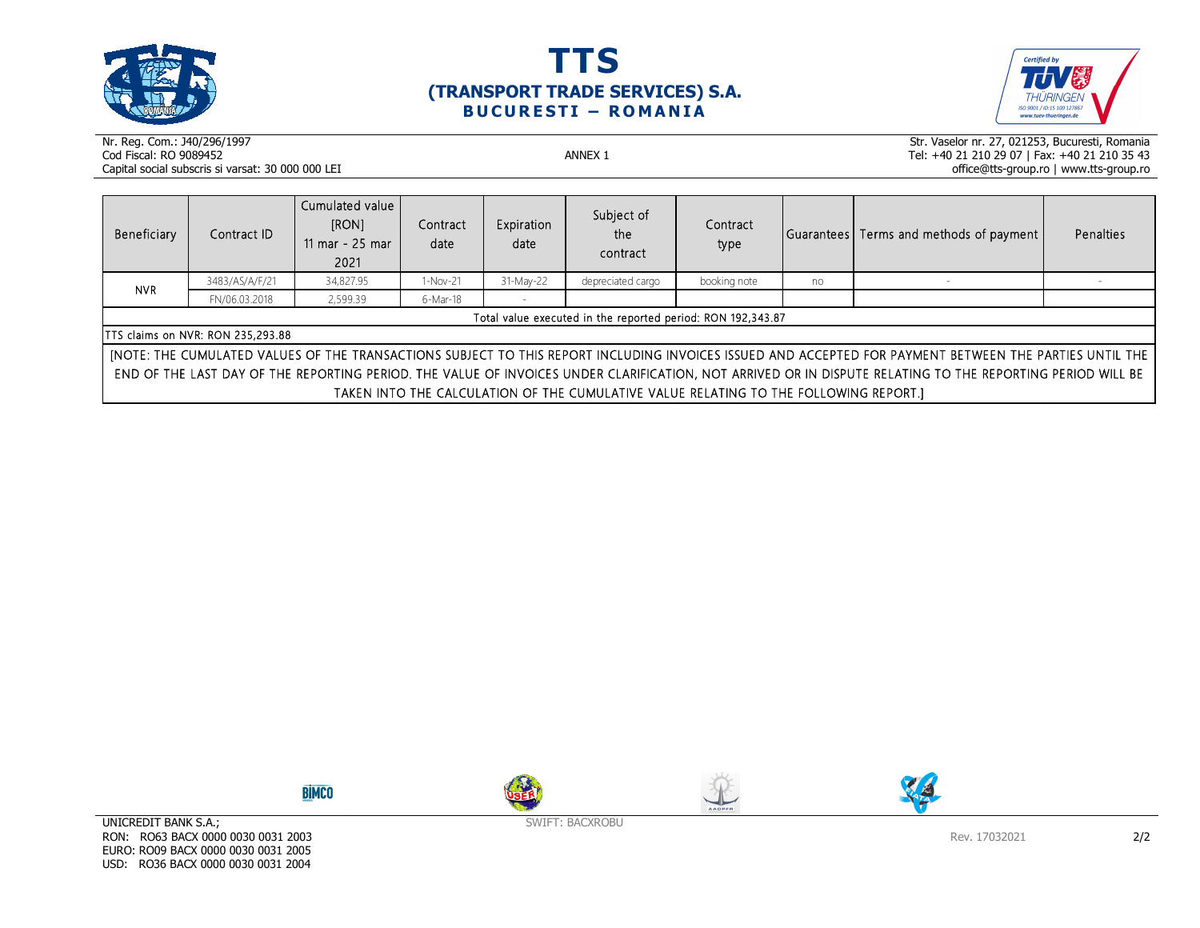# TTS
## (TRANSPORT TRADE SERVICES) S.A.
### BUCURESTI – ROMANIA

Nr. Reg. Com.: J40/296/1997
Cod Fiscal: RO 9089452
Capital social subscris si varsat: 30 000 000 LEI

ANNEX 1

Str. Vaselor nr. 27, 021253, Bucuresti, Romania
Tel: +40 21 210 29 07 | Fax: +40 21 210 35 43
office@tts-group.ro | www.tts-group.ro

| Beneficiary | Contract ID | Cumulated value [RON] 11 mar - 25 mar 2021 | Contract date | Expiration date | Subject of the contract | Contract type | Guarantees | Terms and methods of payment | Penalties |
|---|---|---|---|---|---|---|---|---|---|
| NVR | 3483/AS/A/F/21 | 34,827.95 | 1-Nov-21 | 31-May-22 | depreciated cargo | booking note | no | - | - |
| | FN/06.03.2018 | 2,599.39 | 6-Mar-18 | - | | | | | |
| Total value executed in the reported period: RON 192,343.87 | | | | | | | | | |
| TTS claims on NVR: RON 235,293.88 | | | | | | | | | |

[NOTE: THE CUMULATED VALUES OF THE TRANSACTIONS SUBJECT TO THIS REPORT INCLUDING INVOICES ISSUED AND ACCEPTED FOR PAYMENT BETWEEN THE PARTIES UNTIL THE END OF THE LAST DAY OF THE REPORTING PERIOD. THE VALUE OF INVOICES UNDER CLARIFICATION, NOT ARRIVED OR IN DISPUTE RELATING TO THE REPORTING PERIOD WILL BE TAKEN INTO THE CALCULATION OF THE CUMULATIVE VALUE RELATING TO THE FOLLOWING REPORT.]

UNICREDIT BANK S.A.;
RON: RO63 BACX 0000 0030 0031 2003
EURO: RO09 BACX 0000 0030 0031 2005
USD: RO36 BACX 0000 0030 0031 2004

SWIFT: BACXROBU

Rev. 17032021